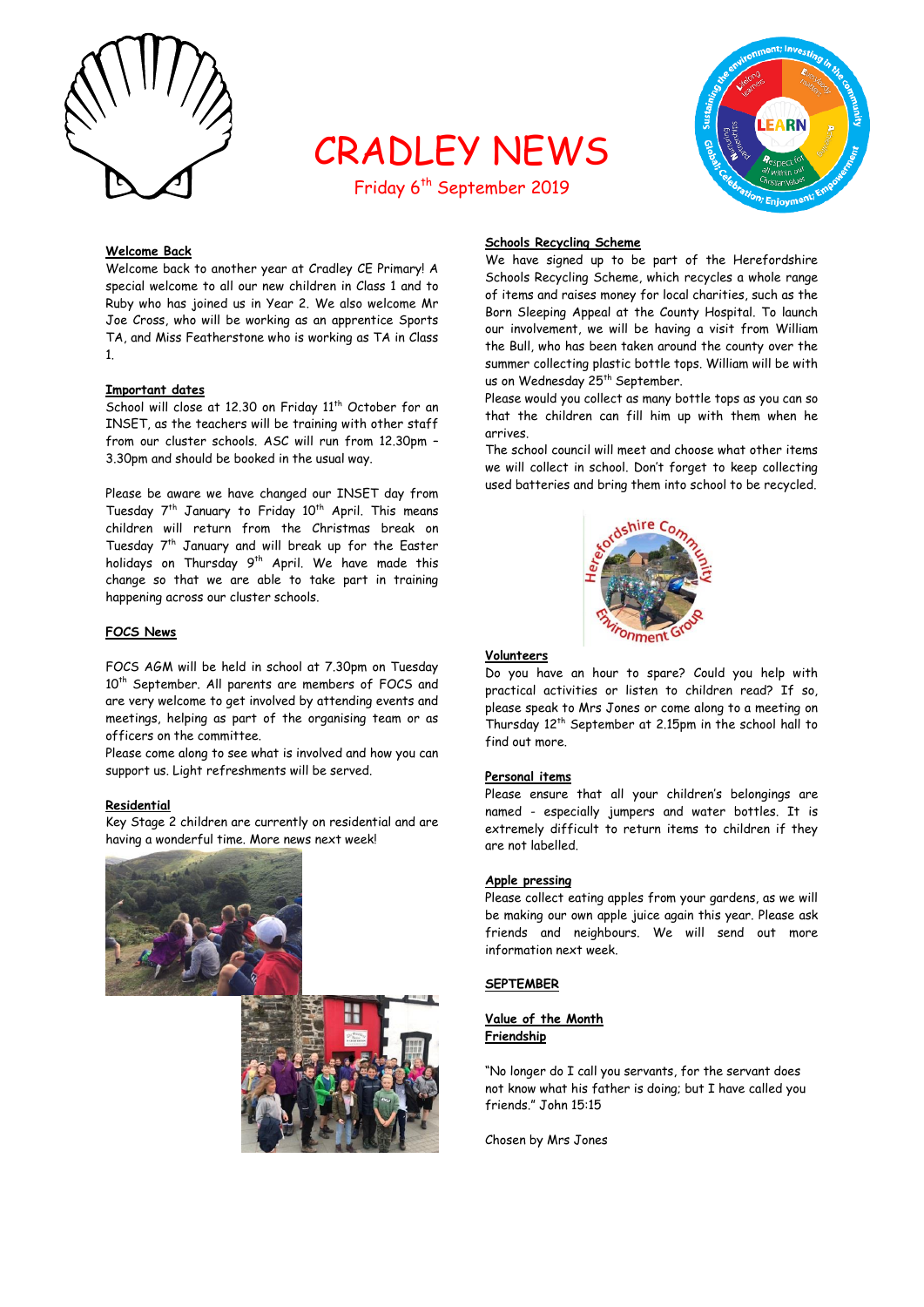# CRADLEY NEWS

Friday 6th September 2019

## Welcome Back

Welcome back to another year at Cradley CE Primary! A special welcome to all our new children in Class 1 and to Ruby who has joined us in Year 2. We also welcome Mr Joe Cross, who will be working as an apprentice Sports TA, and Miss Featherstone who is working as TA in Class 1.

## Important dates

School will close at 12.30 on Friday 11th October for an INSET, as the teachers will be training with other staff from our cluster schools. ASC will run from 12.30pm – 3.30pm and should be booked in the usual way.

Please be aware we have changed our INSET day from Tuesday 7th January to Friday 10th April. This means children will return from the Christmas break on Tuesday 7th January and will break up for the Easter holidays on Thursday 9th April. We have made this change so that we are able to take part in training happening across our cluster schools.

## FOCS News

FOCS AGM will be held in school at 7.30pm on Tuesday 10th September. All parents are members of FOCS and are very welcome to get involved by attending events and meetings, helping as part of the organising team or as officers on the committee.

Please come along to see what is involved and how you can support us. Light refreshments will be served.

## Residential

Key Stage 2 children are currently on residential and are having a wonderful time. More news next week!

## Schools Recycling Scheme

We have signed up to be part of the Herefordshire Schools Recycling Scheme, which recycles a whole range of items and raises money for local charities, such as the Born Sleeping Appeal at the County Hospital. To launch our involvement, we will be having a visit from William the Bull, who has been taken around the county over the summer collecting plastic bottle tops. William will be with us on Wednesday 25th September.

Please would you collect as many bottle tops as you can so that the children can fill him up with them when he arrives.

The school council will meet and choose what other items we will collect in school. Don't forget to keep collecting used batteries and bring them into school to be recycled.

## Volunteers

Do you have an hour to spare? Could you help with practical activities or listen to children read? If so, please speak to Mrs Jones or come along to a meeting on Thursday 12th September at 2.15pm in the school hall to find out more.

## Personal items

Please ensure that all your children's belongings are named - especially jumpers and water bottles. It is extremely difficult to return items to children if they are not labelled.

## Apple pressing

Please collect eating apples from your gardens, as we will be making our own apple juice again this year. Please ask friends and neighbours. We will send out more information next week.

## SEPTEMBER

### Value of the Month
### Friendship

"No longer do I call you servants, for the servant does not know what his father is doing; but I have called you friends." John 15:15

Chosen by Mrs Jones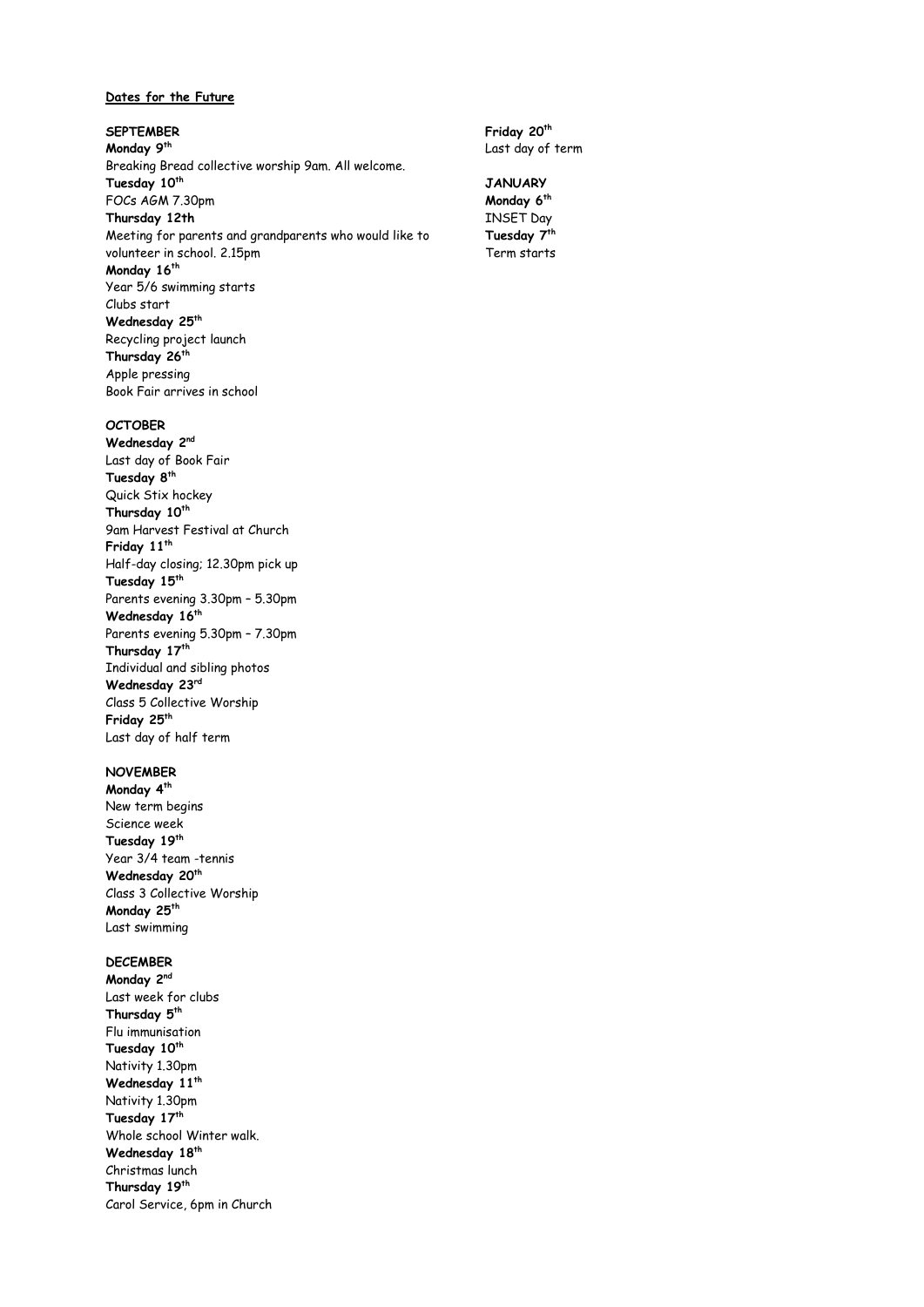**Dates for the Future**

**SEPTEMBER**

**Monday 9th**
Breaking Bread collective worship 9am. All welcome.

**Tuesday 10th**
FOCs AGM 7.30pm

**Thursday 12th**
Meeting for parents and grandparents who would like to volunteer in school. 2.15pm

**Monday 16th**
Year 5/6 swimming starts
Clubs start

**Wednesday 25th**
Recycling project launch

**Thursday 26th**
Apple pressing
Book Fair arrives in school

**OCTOBER**

**Wednesday 2nd**
Last day of Book Fair

**Tuesday 8th**
Quick Stix hockey

**Thursday 10th**
9am Harvest Festival at Church

**Friday 11th**
Half-day closing; 12.30pm pick up

**Tuesday 15th**
Parents evening 3.30pm – 5.30pm

**Wednesday 16th**
Parents evening 5.30pm – 7.30pm

**Thursday 17th**
Individual and sibling photos

**Wednesday 23rd**
Class 5 Collective Worship

**Friday 25th**
Last day of half term

**NOVEMBER**

**Monday 4th**
New term begins
Science week

**Tuesday 19th**
Year 3/4 team -tennis

**Wednesday 20th**
Class 3 Collective Worship

**Monday 25th**
Last swimming

**DECEMBER**

**Monday 2nd**
Last week for clubs

**Thursday 5th**
Flu immunisation

**Tuesday 10th**
Nativity 1.30pm

**Wednesday 11th**
Nativity 1.30pm

**Tuesday 17th**
Whole school Winter walk.

**Wednesday 18th**
Christmas lunch

**Thursday 19th**
Carol Service, 6pm in Church

**Friday 20th**
Last day of term

**JANUARY**

**Monday 6th**
INSET Day

**Tuesday 7th**
Term starts